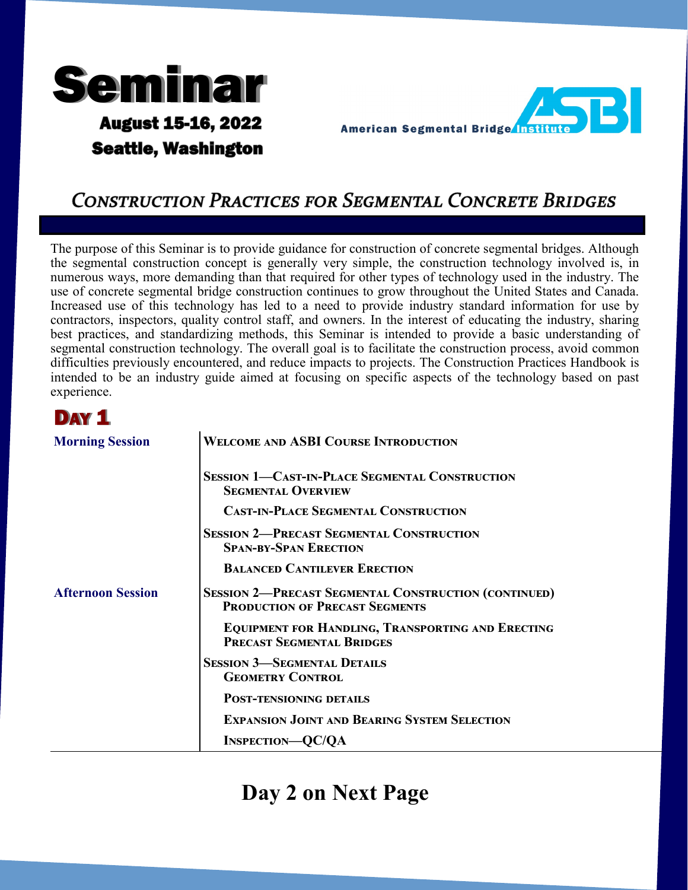# Seminar

**August 15-16, 2022**
**Seattle, Washington**

American Segmental Bridge Institute ASBI

## Construction Practices for Segmental Concrete Bridges

The purpose of this Seminar is to provide guidance for construction of concrete segmental bridges. Although the segmental construction concept is generally very simple, the construction technology involved is, in numerous ways, more demanding than that required for other types of technology used in the industry. The use of concrete segmental bridge construction continues to grow throughout the United States and Canada. Increased use of this technology has led to a need to provide industry standard information for use by contractors, inspectors, quality control staff, and owners. In the interest of educating the industry, sharing best practices, and standardizing methods, this Seminar is intended to provide a basic understanding of segmental construction technology. The overall goal is to facilitate the construction process, avoid common difficulties previously encountered, and reduce impacts to projects. The Construction Practices Handbook is intended to be an industry guide aimed at focusing on specific aspects of the technology based on past experience.

## Day 1

| | |
|---|---|
| **Morning Session** | **Welcome and ASBI Course Introduction** |
| | **Session 1—Cast-in-Place Segmental Construction** |
| | **Segmental Overview** |
| | **Cast-in-Place Segmental Construction** |
| | **Session 2—Precast Segmental Construction** |
| | **Span-by-Span Erection** |
| | **Balanced Cantilever Erection** |
| **Afternoon Session** | **Session 2—Precast Segmental Construction (continued)** |
| | **Production of Precast Segments** |
| | **Equipment for Handling, Transporting and Erecting Precast Segmental Bridges** |
| | **Session 3—Segmental Details** |
| | **Geometry Control** |
| | **Post-tensioning details** |
| | **Expansion Joint and Bearing System Selection** |
| | **Inspection—QC/QA** |

**Day 2 on Next Page**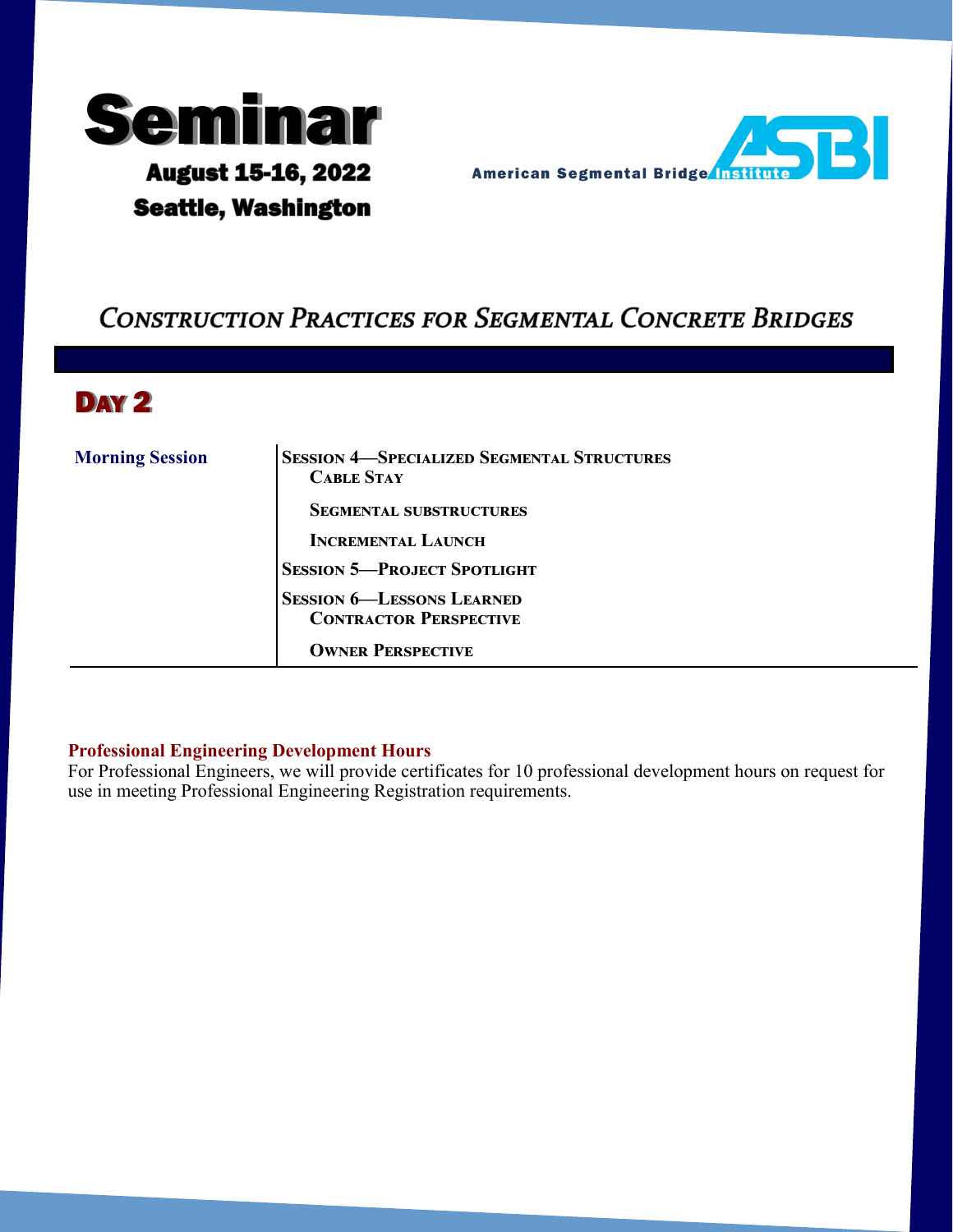# Seminar

**August 15-16, 2022**
**Seattle, Washington**

American Segmental Bridge Institute ASBI

## *Construction Practices for Segmental Concrete Bridges*

## Day 2

| | |
|---|---|
| **Morning Session** | **Session 4—Specialized Segmental Structures** |
| | **Cable Stay** |
| | **Segmental substructures** |
| | **Incremental Launch** |
| | **Session 5—Project Spotlight** |
| | **Session 6—Lessons Learned** |
| | **Contractor Perspective** |
| | **Owner Perspective** |

**Professional Engineering Development Hours**
For Professional Engineers, we will provide certificates for 10 professional development hours on request for use in meeting Professional Engineering Registration requirements.